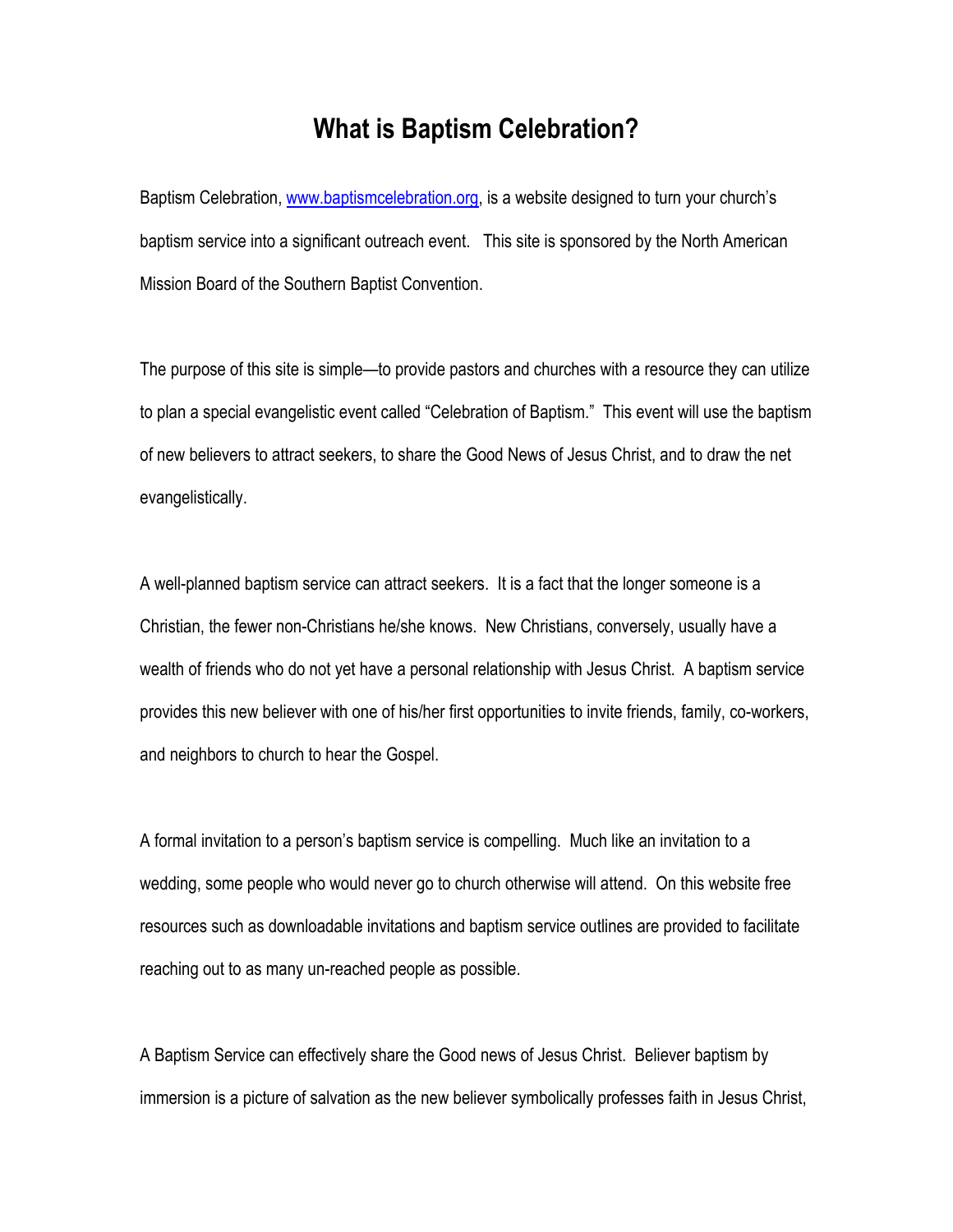# What is Baptism Celebration?

Baptism Celebration, www.baptismcelebration.org, is a website designed to turn your church's baptism service into a significant outreach event. This site is sponsored by the North American Mission Board of the Southern Baptist Convention.

The purpose of this site is simple—to provide pastors and churches with a resource they can utilize to plan a special evangelistic event called "Celebration of Baptism." This event will use the baptism of new believers to attract seekers, to share the Good News of Jesus Christ, and to draw the net evangelistically.

A well-planned baptism service can attract seekers. It is a fact that the longer someone is a Christian, the fewer non-Christians he/she knows. New Christians, conversely, usually have a wealth of friends who do not yet have a personal relationship with Jesus Christ. A baptism service provides this new believer with one of his/her first opportunities to invite friends, family, co-workers, and neighbors to church to hear the Gospel.

A formal invitation to a person's baptism service is compelling. Much like an invitation to a wedding, some people who would never go to church otherwise will attend. On this website free resources such as downloadable invitations and baptism service outlines are provided to facilitate reaching out to as many un-reached people as possible.

A Baptism Service can effectively share the Good news of Jesus Christ. Believer baptism by immersion is a picture of salvation as the new believer symbolically professes faith in Jesus Christ,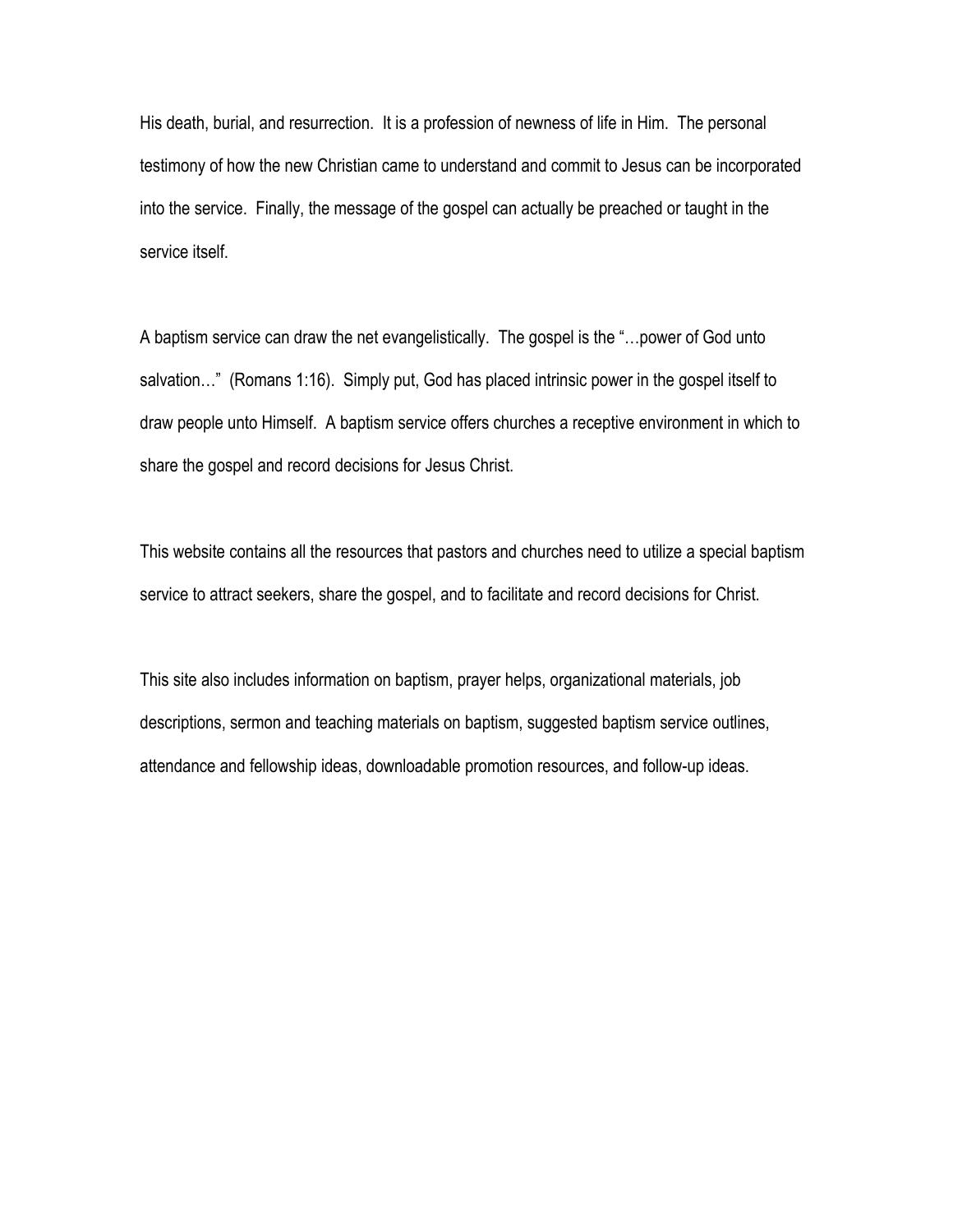His death, burial, and resurrection. It is a profession of newness of life in Him. The personal testimony of how the new Christian came to understand and commit to Jesus can be incorporated into the service. Finally, the message of the gospel can actually be preached or taught in the service itself.

A baptism service can draw the net evangelistically. The gospel is the "…power of God unto salvation…" (Romans 1:16). Simply put, God has placed intrinsic power in the gospel itself to draw people unto Himself. A baptism service offers churches a receptive environment in which to share the gospel and record decisions for Jesus Christ.

This website contains all the resources that pastors and churches need to utilize a special baptism service to attract seekers, share the gospel, and to facilitate and record decisions for Christ.

This site also includes information on baptism, prayer helps, organizational materials, job descriptions, sermon and teaching materials on baptism, suggested baptism service outlines, attendance and fellowship ideas, downloadable promotion resources, and follow-up ideas.